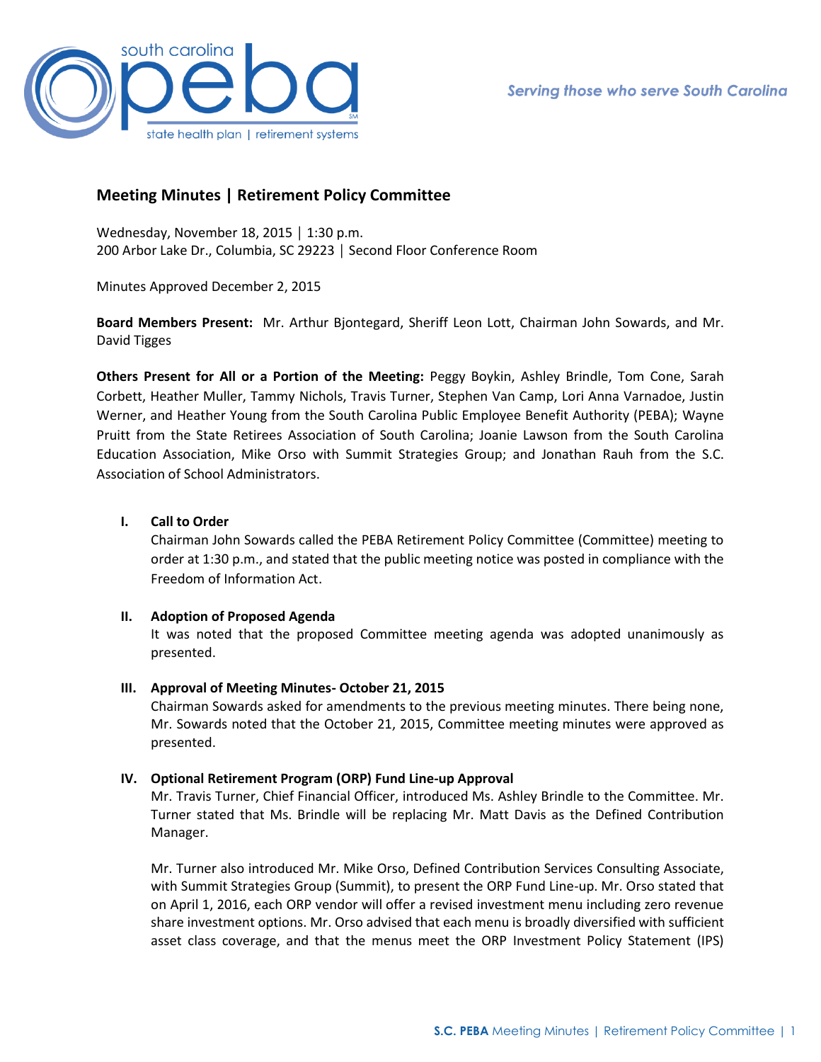## Meeting Minutes | Retirement Policy Committee

Wednesday, November 18, 2015 │ 1:30 p.m.
200 Arbor Lake Dr., Columbia, SC 29223 │ Second Floor Conference Room

Minutes Approved December 2, 2015

**Board Members Present:** Mr. Arthur Bjontegard, Sheriff Leon Lott, Chairman John Sowards, and Mr. David Tigges

**Others Present for All or a Portion of the Meeting:** Peggy Boykin, Ashley Brindle, Tom Cone, Sarah Corbett, Heather Muller, Tammy Nichols, Travis Turner, Stephen Van Camp, Lori Anna Varnadoe, Justin Werner, and Heather Young from the South Carolina Public Employee Benefit Authority (PEBA); Wayne Pruitt from the State Retirees Association of South Carolina; Joanie Lawson from the South Carolina Education Association, Mike Orso with Summit Strategies Group; and Jonathan Rauh from the S.C. Association of School Administrators.

### I. Call to Order

Chairman John Sowards called the PEBA Retirement Policy Committee (Committee) meeting to order at 1:30 p.m., and stated that the public meeting notice was posted in compliance with the Freedom of Information Act.

### II. Adoption of Proposed Agenda

It was noted that the proposed Committee meeting agenda was adopted unanimously as presented.

### III. Approval of Meeting Minutes- October 21, 2015

Chairman Sowards asked for amendments to the previous meeting minutes. There being none, Mr. Sowards noted that the October 21, 2015, Committee meeting minutes were approved as presented.

### IV. Optional Retirement Program (ORP) Fund Line-up Approval

Mr. Travis Turner, Chief Financial Officer, introduced Ms. Ashley Brindle to the Committee. Mr. Turner stated that Ms. Brindle will be replacing Mr. Matt Davis as the Defined Contribution Manager.

Mr. Turner also introduced Mr. Mike Orso, Defined Contribution Services Consulting Associate, with Summit Strategies Group (Summit), to present the ORP Fund Line-up. Mr. Orso stated that on April 1, 2016, each ORP vendor will offer a revised investment menu including zero revenue share investment options. Mr. Orso advised that each menu is broadly diversified with sufficient asset class coverage, and that the menus meet the ORP Investment Policy Statement (IPS)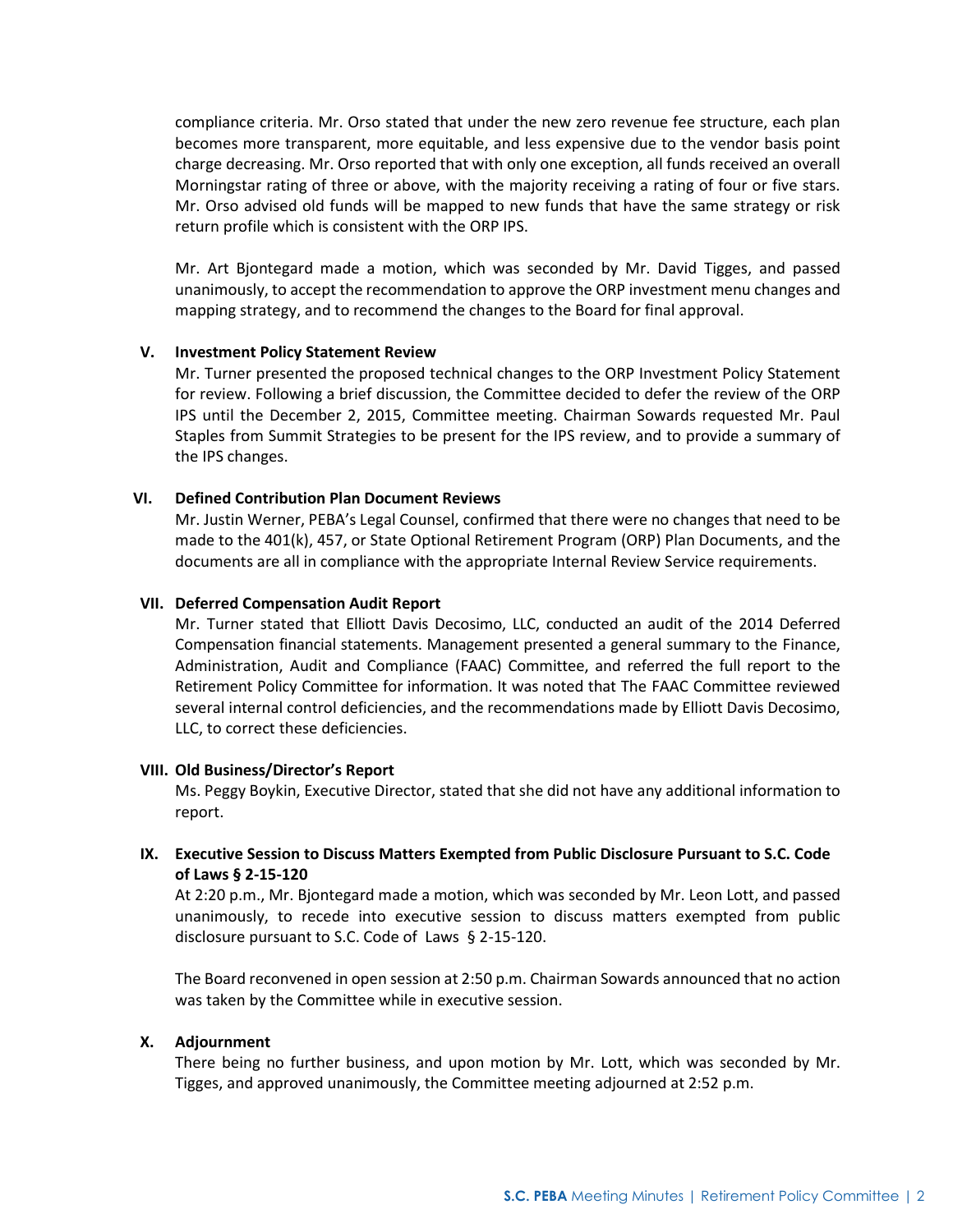compliance criteria. Mr. Orso stated that under the new zero revenue fee structure, each plan becomes more transparent, more equitable, and less expensive due to the vendor basis point charge decreasing. Mr. Orso reported that with only one exception, all funds received an overall Morningstar rating of three or above, with the majority receiving a rating of four or five stars. Mr. Orso advised old funds will be mapped to new funds that have the same strategy or risk return profile which is consistent with the ORP IPS.

Mr. Art Bjontegard made a motion, which was seconded by Mr. David Tigges, and passed unanimously, to accept the recommendation to approve the ORP investment menu changes and mapping strategy, and to recommend the changes to the Board for final approval.

## V. Investment Policy Statement Review

Mr. Turner presented the proposed technical changes to the ORP Investment Policy Statement for review. Following a brief discussion, the Committee decided to defer the review of the ORP IPS until the December 2, 2015, Committee meeting. Chairman Sowards requested Mr. Paul Staples from Summit Strategies to be present for the IPS review, and to provide a summary of the IPS changes.

## VI. Defined Contribution Plan Document Reviews

Mr. Justin Werner, PEBA's Legal Counsel, confirmed that there were no changes that need to be made to the 401(k), 457, or State Optional Retirement Program (ORP) Plan Documents, and the documents are all in compliance with the appropriate Internal Review Service requirements.

## VII. Deferred Compensation Audit Report

Mr. Turner stated that Elliott Davis Decosimo, LLC, conducted an audit of the 2014 Deferred Compensation financial statements. Management presented a general summary to the Finance, Administration, Audit and Compliance (FAAC) Committee, and referred the full report to the Retirement Policy Committee for information. It was noted that The FAAC Committee reviewed several internal control deficiencies, and the recommendations made by Elliott Davis Decosimo, LLC, to correct these deficiencies.

## VIII. Old Business/Director's Report

Ms. Peggy Boykin, Executive Director, stated that she did not have any additional information to report.

## IX. Executive Session to Discuss Matters Exempted from Public Disclosure Pursuant to S.C. Code of Laws § 2-15-120

At 2:20 p.m., Mr. Bjontegard made a motion, which was seconded by Mr. Leon Lott, and passed unanimously, to recede into executive session to discuss matters exempted from public disclosure pursuant to S.C. Code of Laws § 2-15-120.

The Board reconvened in open session at 2:50 p.m. Chairman Sowards announced that no action was taken by the Committee while in executive session.

## X. Adjournment

There being no further business, and upon motion by Mr. Lott, which was seconded by Mr. Tigges, and approved unanimously, the Committee meeting adjourned at 2:52 p.m.